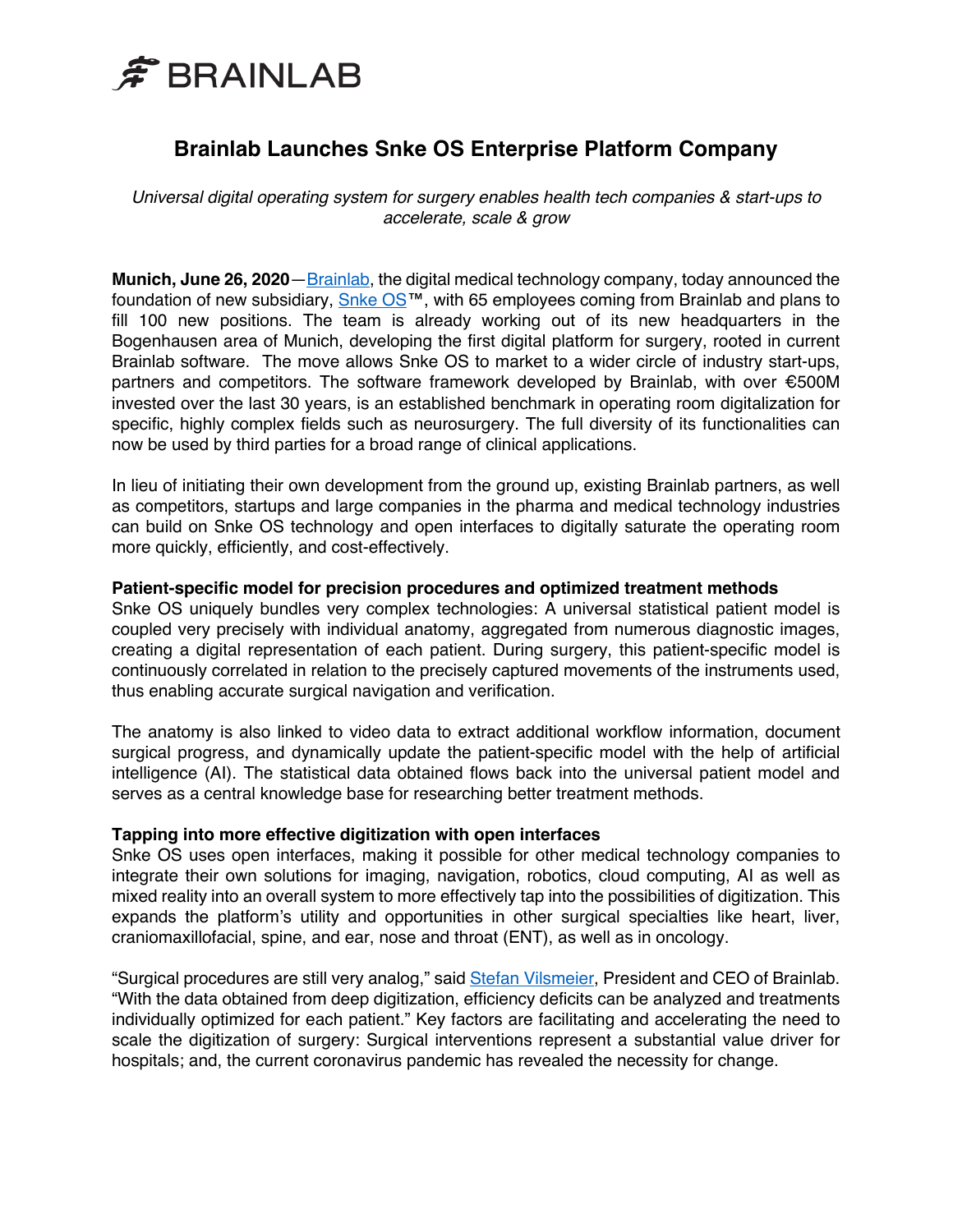BRAINLAB

# Brainlab Launches Snke OS Enterprise Platform Company

*Universal digital operating system for surgery enables health tech companies & start-ups to accelerate, scale & grow*

**Munich, June 26, 2020**—Brainlab, the digital medical technology company, today announced the foundation of new subsidiary, Snke OS™, with 65 employees coming from Brainlab and plans to fill 100 new positions. The team is already working out of its new headquarters in the Bogenhausen area of Munich, developing the first digital platform for surgery, rooted in current Brainlab software. The move allows Snke OS to market to a wider circle of industry start-ups, partners and competitors. The software framework developed by Brainlab, with over €500M invested over the last 30 years, is an established benchmark in operating room digitalization for specific, highly complex fields such as neurosurgery. The full diversity of its functionalities can now be used by third parties for a broad range of clinical applications.

In lieu of initiating their own development from the ground up, existing Brainlab partners, as well as competitors, startups and large companies in the pharma and medical technology industries can build on Snke OS technology and open interfaces to digitally saturate the operating room more quickly, efficiently, and cost-effectively.

**Patient-specific model for precision procedures and optimized treatment methods**

Snke OS uniquely bundles very complex technologies: A universal statistical patient model is coupled very precisely with individual anatomy, aggregated from numerous diagnostic images, creating a digital representation of each patient. During surgery, this patient-specific model is continuously correlated in relation to the precisely captured movements of the instruments used, thus enabling accurate surgical navigation and verification.

The anatomy is also linked to video data to extract additional workflow information, document surgical progress, and dynamically update the patient-specific model with the help of artificial intelligence (AI). The statistical data obtained flows back into the universal patient model and serves as a central knowledge base for researching better treatment methods.

**Tapping into more effective digitization with open interfaces**

Snke OS uses open interfaces, making it possible for other medical technology companies to integrate their own solutions for imaging, navigation, robotics, cloud computing, AI as well as mixed reality into an overall system to more effectively tap into the possibilities of digitization. This expands the platform's utility and opportunities in other surgical specialties like heart, liver, craniomaxillofacial, spine, and ear, nose and throat (ENT), as well as in oncology.

"Surgical procedures are still very analog," said Stefan Vilsmeier, President and CEO of Brainlab. "With the data obtained from deep digitization, efficiency deficits can be analyzed and treatments individually optimized for each patient." Key factors are facilitating and accelerating the need to scale the digitization of surgery: Surgical interventions represent a substantial value driver for hospitals; and, the current coronavirus pandemic has revealed the necessity for change.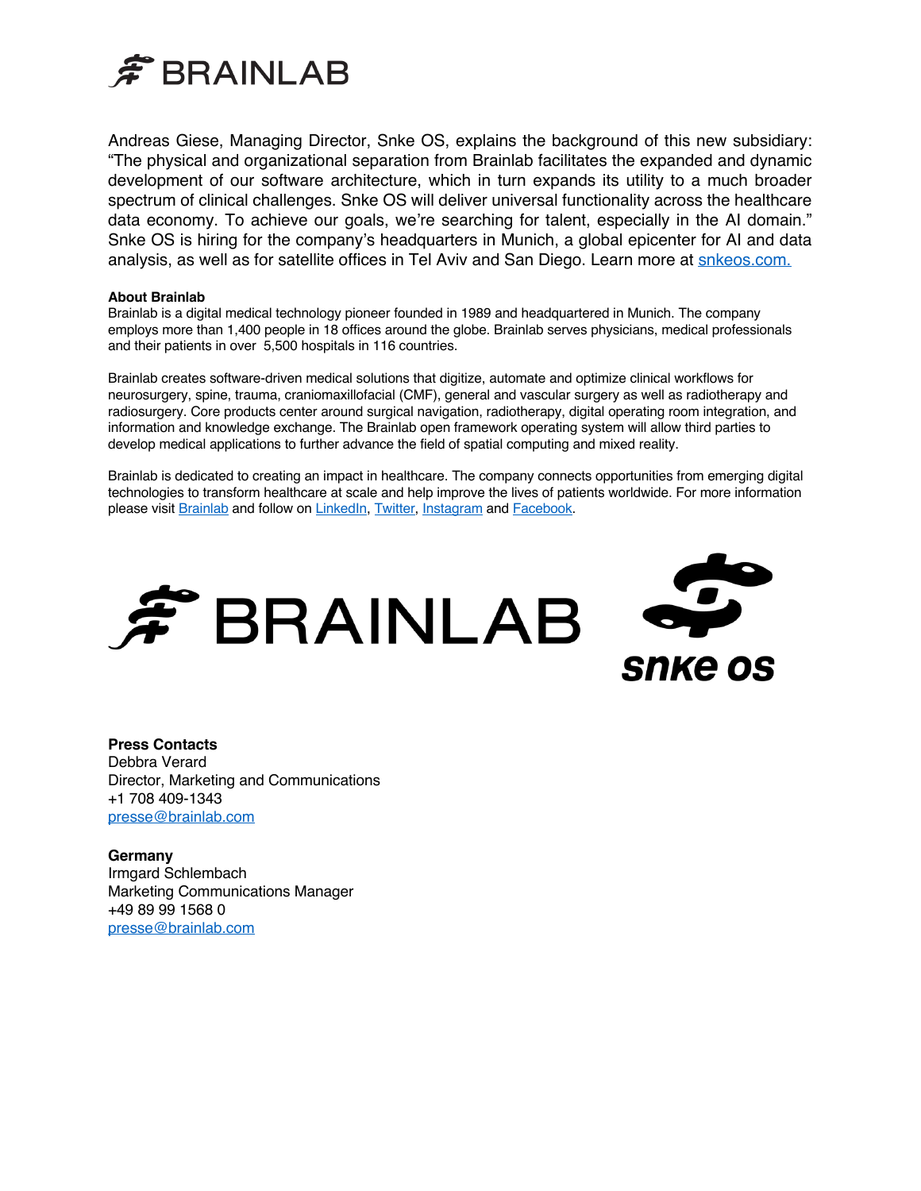Andreas Giese, Managing Director, Snke OS, explains the background of this new subsidiary: "The physical and organizational separation from Brainlab facilitates the expanded and dynamic development of our software architecture, which in turn expands its utility to a much broader spectrum of clinical challenges. Snke OS will deliver universal functionality across the healthcare data economy. To achieve our goals, we're searching for talent, especially in the AI domain." Snke OS is hiring for the company's headquarters in Munich, a global epicenter for AI and data analysis, as well as for satellite offices in Tel Aviv and San Diego. Learn more at [snkeos.com.](snkeos.com)

**About Brainlab**
Brainlab is a digital medical technology pioneer founded in 1989 and headquartered in Munich. The company employs more than 1,400 people in 18 offices around the globe. Brainlab serves physicians, medical professionals and their patients in over 5,500 hospitals in 116 countries.

Brainlab creates software-driven medical solutions that digitize, automate and optimize clinical workflows for neurosurgery, spine, trauma, craniomaxillofacial (CMF), general and vascular surgery as well as radiotherapy and radiosurgery. Core products center around surgical navigation, radiotherapy, digital operating room integration, and information and knowledge exchange. The Brainlab open framework operating system will allow third parties to develop medical applications to further advance the field of spatial computing and mixed reality.

Brainlab is dedicated to creating an impact in healthcare. The company connects opportunities from emerging digital technologies to transform healthcare at scale and help improve the lives of patients worldwide. For more information please visit Brainlab and follow on LinkedIn, Twitter, Instagram and Facebook.

BRAINLAB

snke os

**Press Contacts**
Debbra Verard
Director, Marketing and Communications
+1 708 409-1343
presse@brainlab.com

**Germany**
Irmgard Schlembach
Marketing Communications Manager
+49 89 99 1568 0
presse@brainlab.com